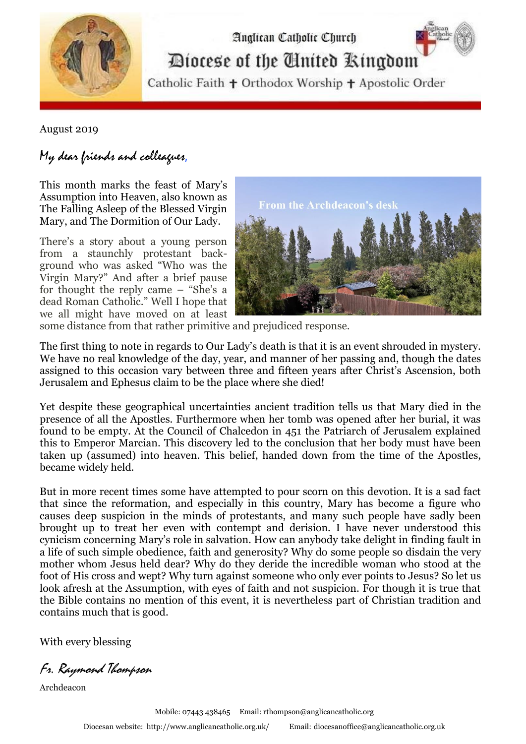Anglican Catholic Church

# Diocese of the United Kingdom

Catholic Faith ✝ Orthodox Worship ✝ Apostolic Order

August 2019

*My dear friends and colleagues,*

This month marks the feast of Mary's Assumption into Heaven, also known as The Falling Asleep of the Blessed Virgin Mary, and The Dormition of Our Lady.

From the Archdeacon's desk

There's a story about a young person from a staunchly protestant background who was asked "Who was the Virgin Mary?" And after a brief pause for thought the reply came – "She's a dead Roman Catholic." Well I hope that we all might have moved on at least some distance from that rather primitive and prejudiced response.

The first thing to note in regards to Our Lady's death is that it is an event shrouded in mystery. We have no real knowledge of the day, year, and manner of her passing and, though the dates assigned to this occasion vary between three and fifteen years after Christ's Ascension, both Jerusalem and Ephesus claim to be the place where she died!

Yet despite these geographical uncertainties ancient tradition tells us that Mary died in the presence of all the Apostles. Furthermore when her tomb was opened after her burial, it was found to be empty. At the Council of Chalcedon in 451 the Patriarch of Jerusalem explained this to Emperor Marcian. This discovery led to the conclusion that her body must have been taken up (assumed) into heaven. This belief, handed down from the time of the Apostles, became widely held.

But in more recent times some have attempted to pour scorn on this devotion. It is a sad fact that since the reformation, and especially in this country, Mary has become a figure who causes deep suspicion in the minds of protestants, and many such people have sadly been brought up to treat her even with contempt and derision. I have never understood this cynicism concerning Mary's role in salvation. How can anybody take delight in finding fault in a life of such simple obedience, faith and generosity? Why do some people so disdain the very mother whom Jesus held dear? Why do they deride the incredible woman who stood at the foot of His cross and wept? Why turn against someone who only ever points to Jesus? So let us look afresh at the Assumption, with eyes of faith and not suspicion. For though it is true that the Bible contains no mention of this event, it is nevertheless part of Christian tradition and contains much that is good.

With every blessing

*Fr. Raymond Thompson*

Archdeacon

Mobile: 07443 438465 Email: rthompson@anglicancatholic.org

Diocesan website: http://www.anglicancatholic.org.uk/ Email: diocesanoffice@anglicancatholic.org.uk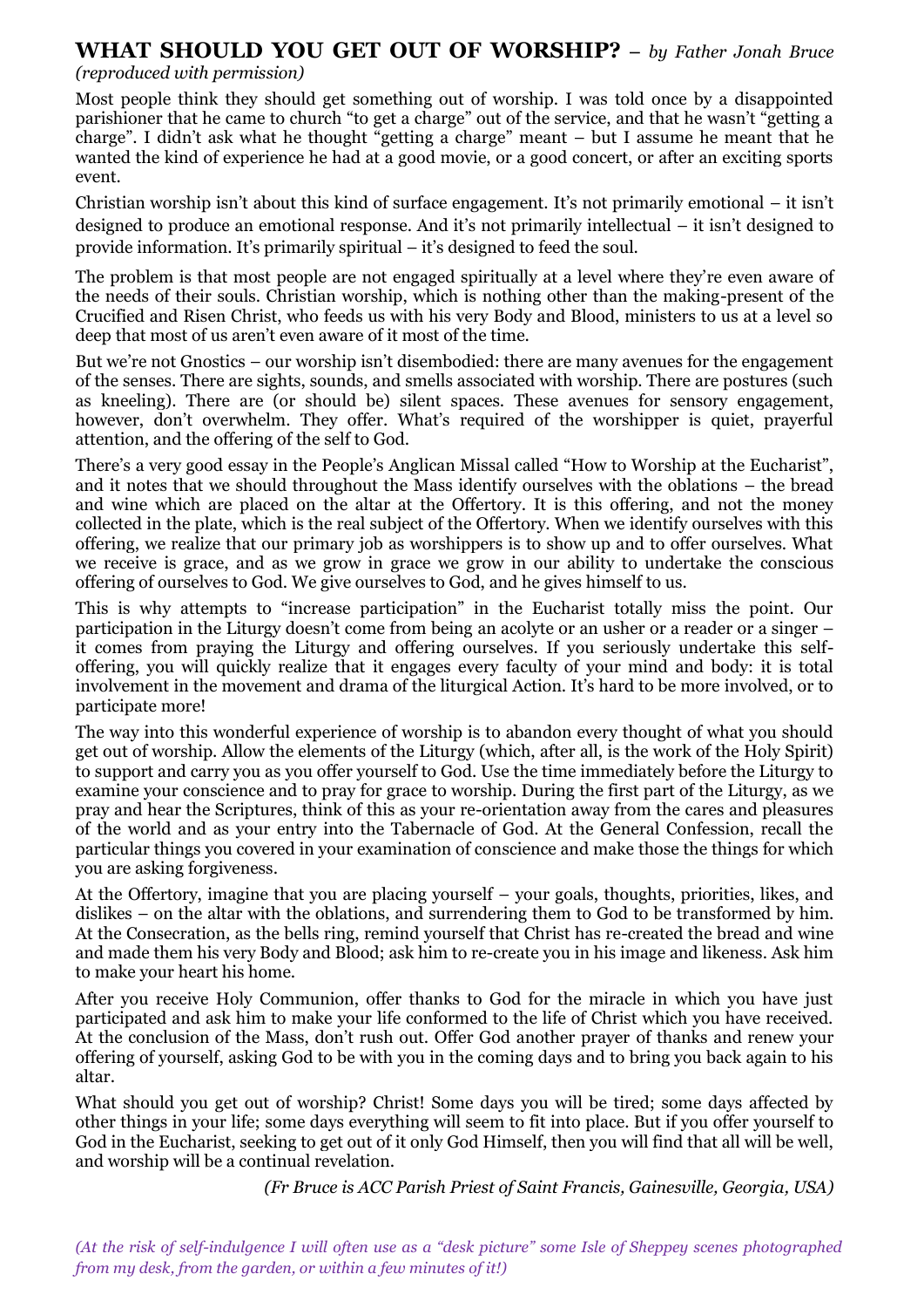## WHAT SHOULD YOU GET OUT OF WORSHIP? – *by Father Jonah Bruce*

*(reproduced with permission)*

Most people think they should get something out of worship. I was told once by a disappointed parishioner that he came to church "to get a charge" out of the service, and that he wasn't "getting a charge". I didn't ask what he thought "getting a charge" meant – but I assume he meant that he wanted the kind of experience he had at a good movie, or a good concert, or after an exciting sports event.

Christian worship isn't about this kind of surface engagement. It's not primarily emotional – it isn't designed to produce an emotional response. And it's not primarily intellectual – it isn't designed to provide information. It's primarily spiritual – it's designed to feed the soul.

The problem is that most people are not engaged spiritually at a level where they're even aware of the needs of their souls. Christian worship, which is nothing other than the making-present of the Crucified and Risen Christ, who feeds us with his very Body and Blood, ministers to us at a level so deep that most of us aren't even aware of it most of the time.

But we're not Gnostics – our worship isn't disembodied: there are many avenues for the engagement of the senses. There are sights, sounds, and smells associated with worship. There are postures (such as kneeling). There are (or should be) silent spaces. These avenues for sensory engagement, however, don't overwhelm. They offer. What's required of the worshipper is quiet, prayerful attention, and the offering of the self to God.

There's a very good essay in the People's Anglican Missal called "How to Worship at the Eucharist", and it notes that we should throughout the Mass identify ourselves with the oblations – the bread and wine which are placed on the altar at the Offertory. It is this offering, and not the money collected in the plate, which is the real subject of the Offertory. When we identify ourselves with this offering, we realize that our primary job as worshippers is to show up and to offer ourselves. What we receive is grace, and as we grow in grace we grow in our ability to undertake the conscious offering of ourselves to God. We give ourselves to God, and he gives himself to us.

This is why attempts to "increase participation" in the Eucharist totally miss the point. Our participation in the Liturgy doesn't come from being an acolyte or an usher or a reader or a singer – it comes from praying the Liturgy and offering ourselves. If you seriously undertake this self-offering, you will quickly realize that it engages every faculty of your mind and body: it is total involvement in the movement and drama of the liturgical Action. It's hard to be more involved, or to participate more!

The way into this wonderful experience of worship is to abandon every thought of what you should get out of worship. Allow the elements of the Liturgy (which, after all, is the work of the Holy Spirit) to support and carry you as you offer yourself to God. Use the time immediately before the Liturgy to examine your conscience and to pray for grace to worship. During the first part of the Liturgy, as we pray and hear the Scriptures, think of this as your re-orientation away from the cares and pleasures of the world and as your entry into the Tabernacle of God. At the General Confession, recall the particular things you covered in your examination of conscience and make those the things for which you are asking forgiveness.

At the Offertory, imagine that you are placing yourself – your goals, thoughts, priorities, likes, and dislikes – on the altar with the oblations, and surrendering them to God to be transformed by him. At the Consecration, as the bells ring, remind yourself that Christ has re-created the bread and wine and made them his very Body and Blood; ask him to re-create you in his image and likeness. Ask him to make your heart his home.

After you receive Holy Communion, offer thanks to God for the miracle in which you have just participated and ask him to make your life conformed to the life of Christ which you have received. At the conclusion of the Mass, don't rush out. Offer God another prayer of thanks and renew your offering of yourself, asking God to be with you in the coming days and to bring you back again to his altar.

What should you get out of worship? Christ! Some days you will be tired; some days affected by other things in your life; some days everything will seem to fit into place. But if you offer yourself to God in the Eucharist, seeking to get out of it only God Himself, then you will find that all will be well, and worship will be a continual revelation.

*(Fr Bruce is ACC Parish Priest of Saint Francis, Gainesville, Georgia, USA)*

*(At the risk of self-indulgence I will often use as a "desk picture" some Isle of Sheppey scenes photographed from my desk, from the garden, or within a few minutes of it!)*